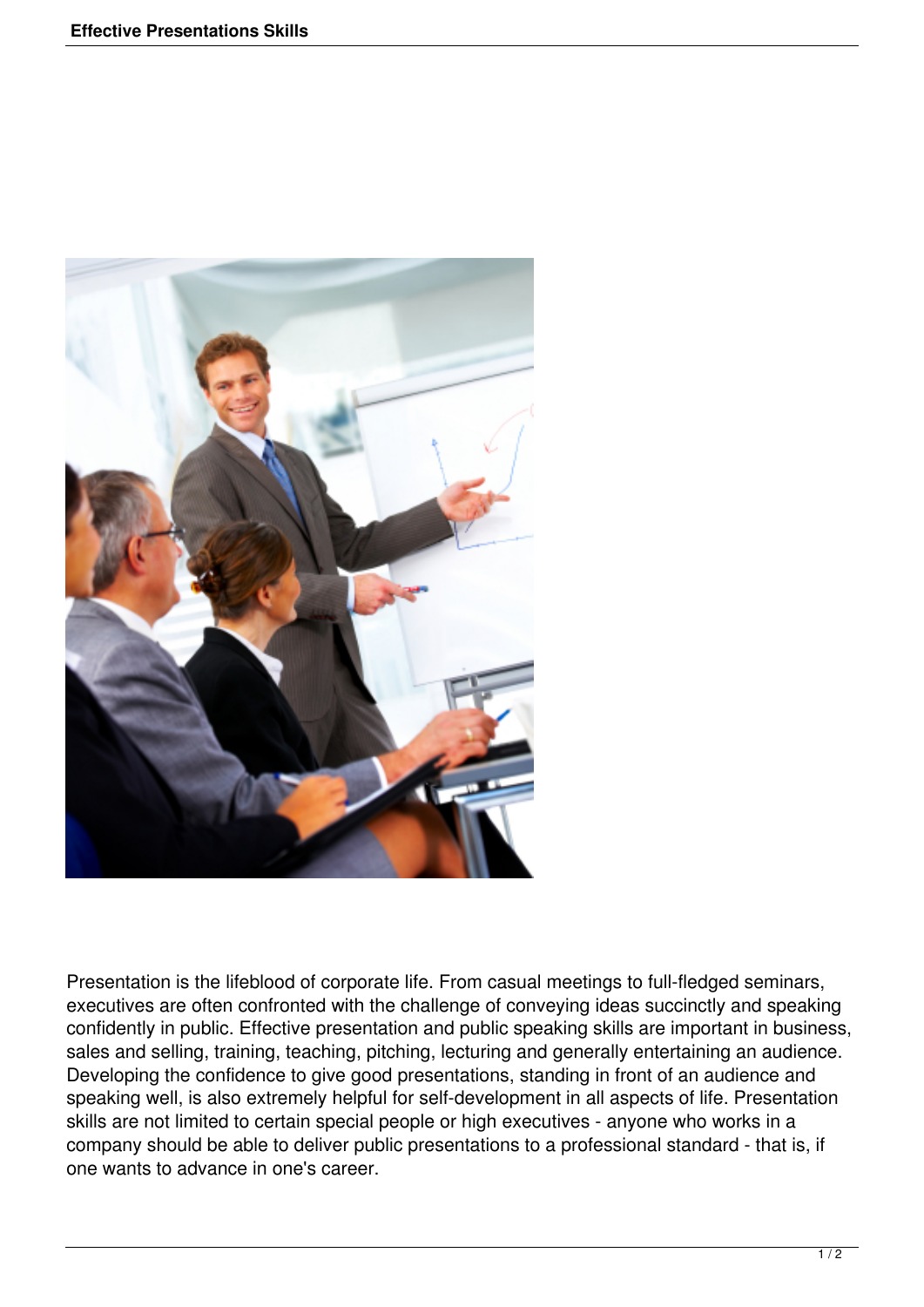Presentation is the lifeblood of corporate life. From casual meetings to full-fledged seminars, executives are often confronted with the challenge of conveying ideas succinctly and speaking confidently in public. Effective presentation and public speaking skills are important in business, sales and selling, training, teaching, pitching, lecturing and generally entertaining an audience. Developing the confidence to give good presentations, standing in front of an audience and speaking well, is also extremely helpful for self-development in all aspects of life. Presentation skills are not limited to certain special people or high executives - anyone who works in a company should be able to deliver public presentations to a professional standard - that is, if one wants to advance in one's career.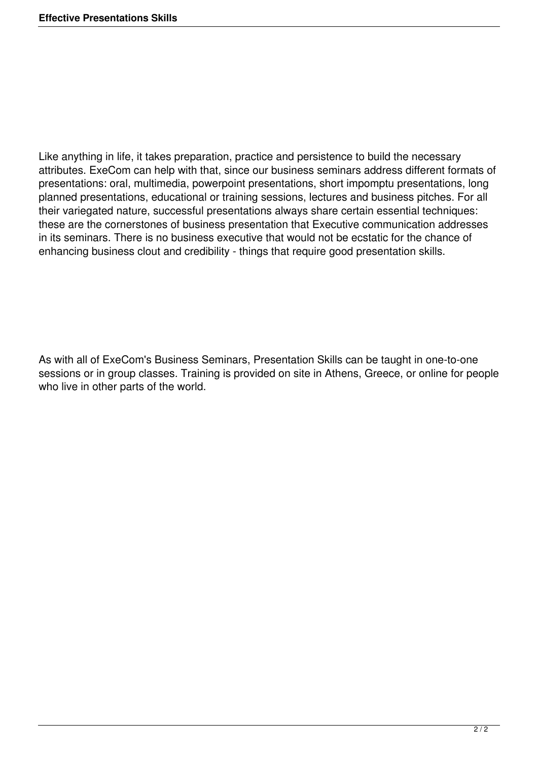Like anything in life, it takes preparation, practice and persistence to build the necessary attributes. ExeCom can help with that, since our business seminars address different formats of presentations: oral, multimedia, powerpoint presentations, short impomptu presentations, long planned presentations, educational or training sessions, lectures and business pitches. For all their variegated nature, successful presentations always share certain essential techniques: these are the cornerstones of business presentation that Executive communication addresses in its seminars. There is no business executive that would not be ecstatic for the chance of enhancing business clout and credibility - things that require good presentation skills.

As with all of ExeCom's Business Seminars, Presentation Skills can be taught in one-to-one sessions or in group classes. Training is provided on site in Athens, Greece, or online for people who live in other parts of the world.